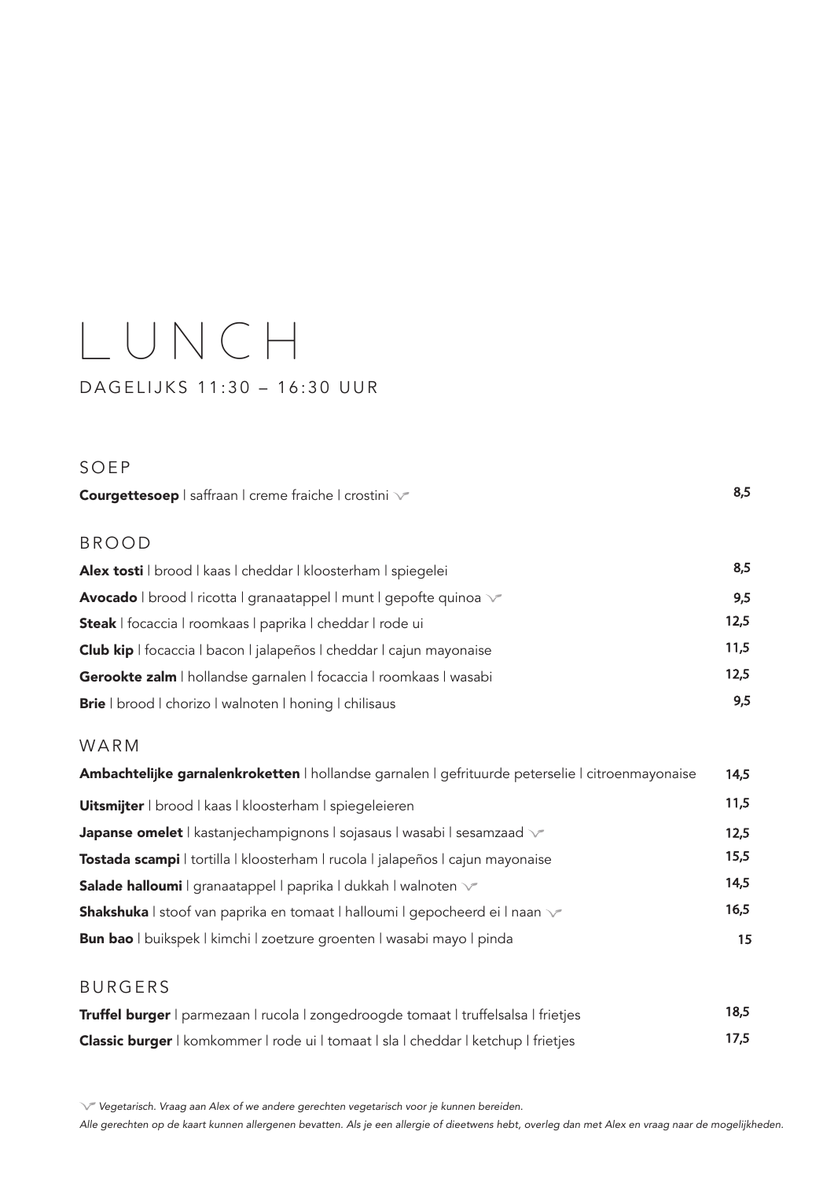# LUNCH

DAGELIJKS 11:30 – 16:30 UUR

## SOEP

**Courgettesoep** | saffraan | creme fraiche | crostini 🌿 — 8,5

## BROOD

**Alex tosti** | brood | kaas | cheddar | kloosterham | spiegelei — 8,5

**Avocado** | brood | ricotta | granaatappel | munt | gepofte quinoa 🌿 — 9,5

**Steak** | focaccia | roomkaas | paprika | cheddar | rode ui — 12,5

**Club kip** | focaccia | bacon | jalapeños | cheddar | cajun mayonaise — 11,5

**Gerookte zalm** | hollandse garnalen | focaccia | roomkaas | wasabi — 12,5

**Brie** | brood | chorizo | walnoten | honing | chilisaus — 9,5

## WARM

**Ambachtelijke garnalenkroketten** | hollandse garnalen | gefrituurde peterselie | citroenmayonaise — 14,5

**Uitsmijter** | brood | kaas | kloosterham | spiegeleieren — 11,5

**Japanse omelet** | kastanjechampignons | sojasaus | wasabi | sesamzaad 🌿 — 12,5

**Tostada scampi** | tortilla | kloosterham | rucola | jalapeños | cajun mayonaise — 15,5

**Salade halloumi** | granaatappel | paprika | dukkah | walnoten 🌿 — 14,5

**Shakshuka** | stoof van paprika en tomaat | halloumi | gepocheerd ei | naan 🌿 — 16,5

**Bun bao** | buikspek | kimchi | zoetzure groenten | wasabi mayo | pinda — 15

## BURGERS

**Truffel burger** | parmezaan | rucola | zongedroogde tomaat | truffelsalsa | frietjes — 18,5

**Classic burger** | komkommer | rode ui | tomaat | sla | cheddar | ketchup | frietjes — 17,5

*🌿 Vegetarisch. Vraag aan Alex of we andere gerechten vegetarisch voor je kunnen bereiden.*

*Alle gerechten op de kaart kunnen allergenen bevatten. Als je een allergie of dieetwens hebt, overleg dan met Alex en vraag naar de mogelijkheden.*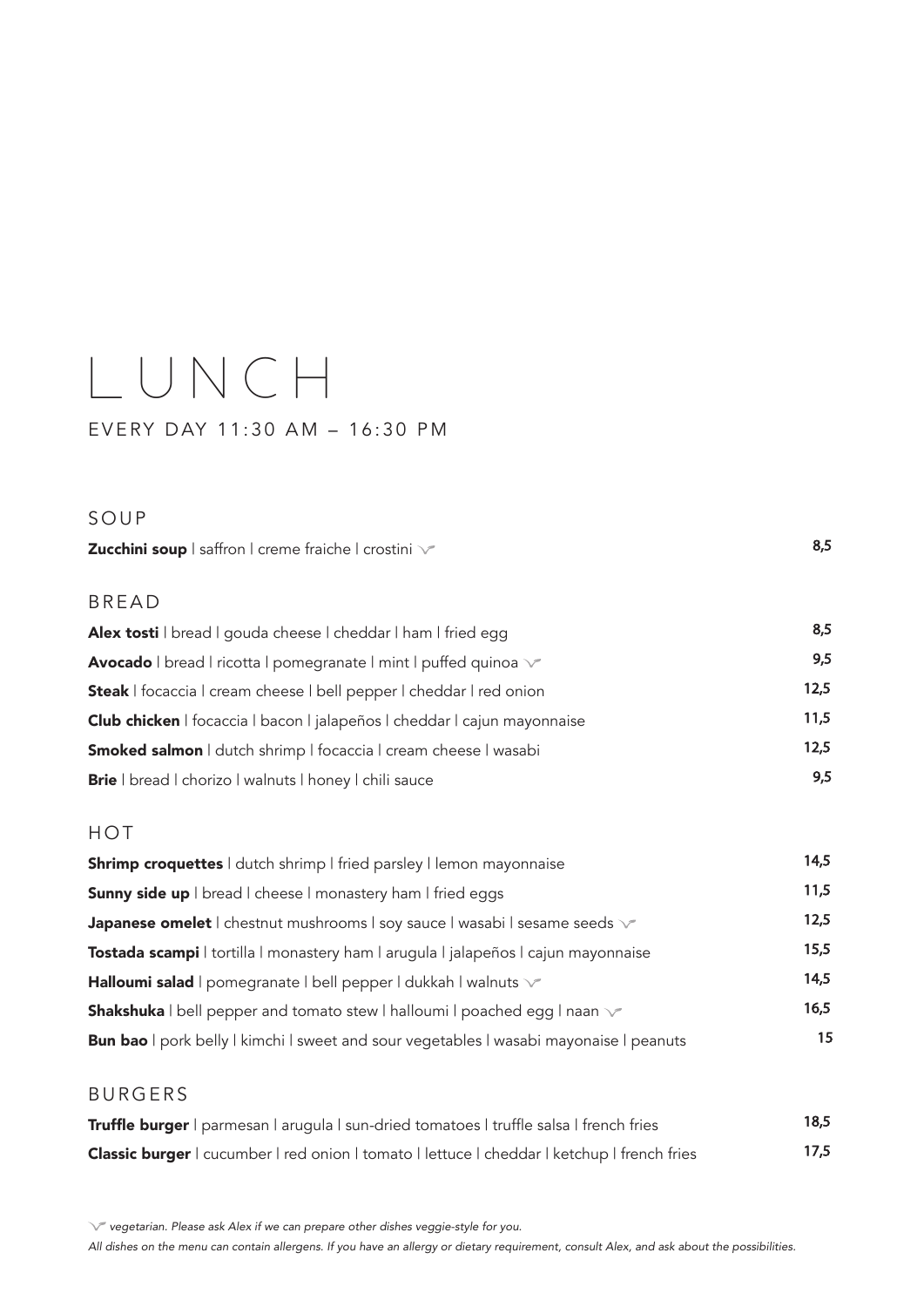# LUNCH

EVERY DAY 11:30 AM – 16:30 PM

## SOUP

| | |
|---|---|
| **Zucchini soup** I saffron I creme fraiche I crostini (v) | 8,5 |

## BREAD

| | |
|---|---|
| **Alex tosti** I bread I gouda cheese I cheddar I ham I fried egg | 8,5 |
| **Avocado** I bread I ricotta I pomegranate I mint I puffed quinoa (v) | 9,5 |
| **Steak** I focaccia I cream cheese I bell pepper I cheddar I red onion | 12,5 |
| **Club chicken** I focaccia I bacon I jalapeños I cheddar I cajun mayonnaise | 11,5 |
| **Smoked salmon** I dutch shrimp I focaccia I cream cheese I wasabi | 12,5 |
| **Brie** I bread I chorizo I walnuts I honey I chili sauce | 9,5 |

## HOT

| | |
|---|---|
| **Shrimp croquettes** I dutch shrimp I fried parsley I lemon mayonnaise | 14,5 |
| **Sunny side up** I bread I cheese I monastery ham I fried eggs | 11,5 |
| **Japanese omelet** I chestnut mushrooms I soy sauce I wasabi I sesame seeds (v) | 12,5 |
| **Tostada scampi** I tortilla I monastery ham I arugula I jalapeños I cajun mayonnaise | 15,5 |
| **Halloumi salad** I pomegranate I bell pepper I dukkah I walnuts (v) | 14,5 |
| **Shakshuka** I bell pepper and tomato stew I halloumi I poached egg I naan (v) | 16,5 |
| **Bun bao** I pork belly I kimchi I sweet and sour vegetables I wasabi mayonaise I peanuts | 15 |

## BURGERS

| | |
|---|---|
| **Truffle burger** I parmesan I arugula I sun-dried tomatoes I truffle salsa I french fries | 18,5 |
| **Classic burger** I cucumber I red onion I tomato I lettuce I cheddar I ketchup I french fries | 17,5 |

*(v) vegetarian. Please ask Alex if we can prepare other dishes veggie-style for you.*

*All dishes on the menu can contain allergens. If you have an allergy or dietary requirement, consult Alex, and ask about the possibilities.*